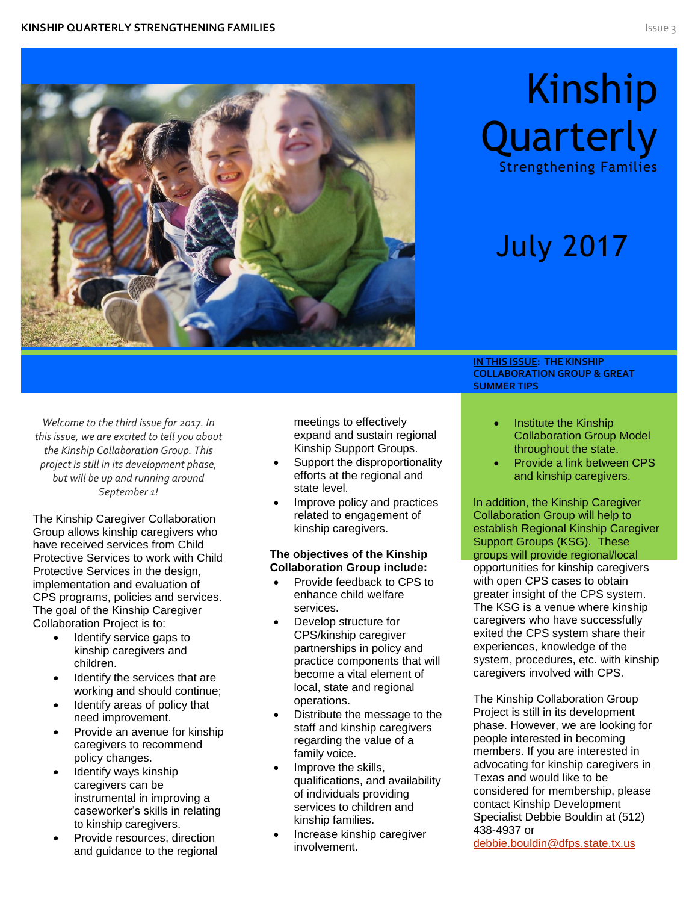# Kinship Quarterly

Strengthening Families

July 2017

**IN THIS ISSUE: THE KINSHIP COLLABORATION GROUP & GREAT SUMMER TIPS**

*Welcome to the third issue for 2017. In this issue, we are excited to tell you about the Kinship Collaboration Group. This project is still in its development phase, but will be up and running around September 1!*

The Kinship Caregiver Collaboration Group allows kinship caregivers who have received services from Child Protective Services to work with Child Protective Services in the design, implementation and evaluation of CPS programs, policies and services. The goal of the Kinship Caregiver Collaboration Project is to:

- Identify service gaps to kinship caregivers and children.
- Identify the services that are working and should continue;
- Identify areas of policy that need improvement.
- Provide an avenue for kinship caregivers to recommend policy changes.
- Identify ways kinship caregivers can be instrumental in improving a caseworker's skills in relating to kinship caregivers.
- Provide resources, direction and guidance to the regional meetings to effectively expand and sustain regional Kinship Support Groups.
- Support the disproportionality efforts at the regional and state level.
- Improve policy and practices related to engagement of kinship caregivers.

**The objectives of the Kinship Collaboration Group include:**

- Provide feedback to CPS to enhance child welfare services.
- Develop structure for CPS/kinship caregiver partnerships in policy and practice components that will become a vital element of local, state and regional operations.
- Distribute the message to the staff and kinship caregivers regarding the value of a family voice.
- Improve the skills, qualifications, and availability of individuals providing services to children and kinship families.
- Increase kinship caregiver involvement.
- Institute the Kinship Collaboration Group Model throughout the state.
- Provide a link between CPS and kinship caregivers.

In addition, the Kinship Caregiver Collaboration Group will help to establish Regional Kinship Caregiver Support Groups (KSG). These groups will provide regional/local opportunities for kinship caregivers with open CPS cases to obtain greater insight of the CPS system. The KSG is a venue where kinship caregivers who have successfully exited the CPS system share their experiences, knowledge of the system, procedures, etc. with kinship caregivers involved with CPS.

The Kinship Collaboration Group Project is still in its development phase. However, we are looking for people interested in becoming members. If you are interested in advocating for kinship caregivers in Texas and would like to be considered for membership, please contact Kinship Development Specialist Debbie Bouldin at (512) 438-4937 or debbie.bouldin@dfps.state.tx.us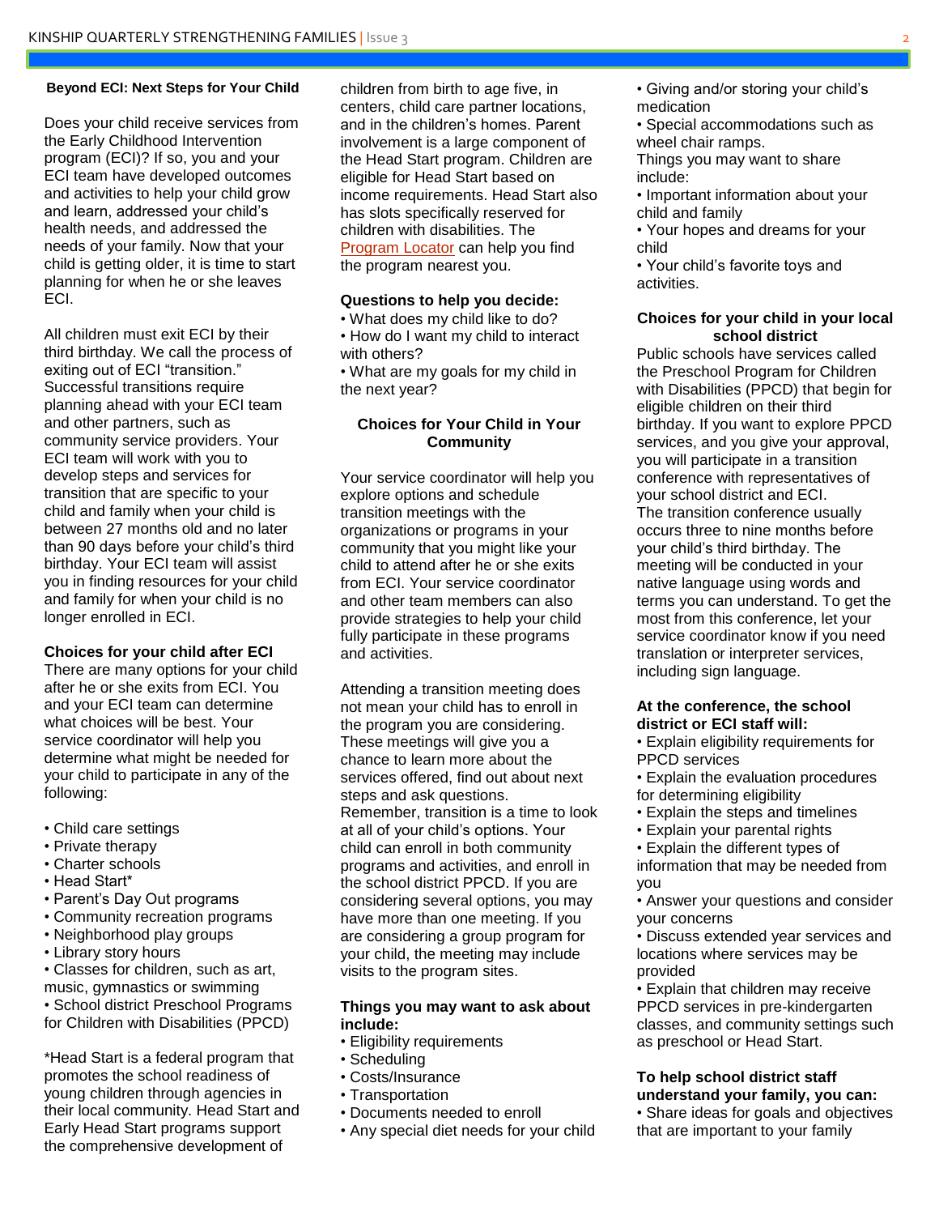## Beyond ECI: Next Steps for Your Child

Does your child receive services from the Early Childhood Intervention program (ECI)? If so, you and your ECI team have developed outcomes and activities to help your child grow and learn, addressed your child's health needs, and addressed the needs of your family. Now that your child is getting older, it is time to start planning for when he or she leaves ECI.

All children must exit ECI by their third birthday. We call the process of exiting out of ECI "transition." Successful transitions require planning ahead with your ECI team and other partners, such as community service providers. Your ECI team will work with you to develop steps and services for transition that are specific to your child and family when your child is between 27 months old and no later than 90 days before your child's third birthday. Your ECI team will assist you in finding resources for your child and family for when your child is no longer enrolled in ECI.

**Choices for your child after ECI**

There are many options for your child after he or she exits from ECI. You and your ECI team can determine what choices will be best. Your service coordinator will help you determine what might be needed for your child to participate in any of the following:

- Child care settings
- Private therapy
- Charter schools
- Head Start*
- Parent's Day Out programs
- Community recreation programs
- Neighborhood play groups
- Library story hours
- Classes for children, such as art, music, gymnastics or swimming
- School district Preschool Programs for Children with Disabilities (PPCD)

*Head Start is a federal program that promotes the school readiness of young children through agencies in their local community. Head Start and Early Head Start programs support the comprehensive development of children from birth to age five, in centers, child care partner locations, and in the children's homes. Parent involvement is a large component of the Head Start program. Children are eligible for Head Start based on income requirements. Head Start also has slots specifically reserved for children with disabilities. The Program Locator can help you find the program nearest you.

**Questions to help you decide:**

- What does my child like to do?
- How do I want my child to interact with others?
- What are my goals for my child in the next year?

**Choices for Your Child in Your Community**

Your service coordinator will help you explore options and schedule transition meetings with the organizations or programs in your community that you might like your child to attend after he or she exits from ECI. Your service coordinator and other team members can also provide strategies to help your child fully participate in these programs and activities.

Attending a transition meeting does not mean your child has to enroll in the program you are considering. These meetings will give you a chance to learn more about the services offered, find out about next steps and ask questions. Remember, transition is a time to look at all of your child's options. Your child can enroll in both community programs and activities, and enroll in the school district PPCD. If you are considering several options, you may have more than one meeting. If you are considering a group program for your child, the meeting may include visits to the program sites.

**Things you may want to ask about include:**

- Eligibility requirements
- Scheduling
- Costs/Insurance
- Transportation
- Documents needed to enroll
- Any special diet needs for your child
- Giving and/or storing your child's medication
- Special accommodations such as wheel chair ramps.

Things you may want to share include:

- Important information about your child and family
- Your hopes and dreams for your child
- Your child's favorite toys and activities.

**Choices for your child in your local school district**

Public schools have services called the Preschool Program for Children with Disabilities (PPCD) that begin for eligible children on their third birthday. If you want to explore PPCD services, and you give your approval, you will participate in a transition conference with representatives of your school district and ECI. The transition conference usually occurs three to nine months before your child's third birthday. The meeting will be conducted in your native language using words and terms you can understand. To get the most from this conference, let your service coordinator know if you need translation or interpreter services, including sign language.

**At the conference, the school district or ECI staff will:**

- Explain eligibility requirements for PPCD services
- Explain the evaluation procedures for determining eligibility
- Explain the steps and timelines
- Explain your parental rights
- Explain the different types of information that may be needed from you
- Answer your questions and consider your concerns
- Discuss extended year services and locations where services may be provided
- Explain that children may receive PPCD services in pre-kindergarten classes, and community settings such as preschool or Head Start.

**To help school district staff understand your family, you can:**

- Share ideas for goals and objectives that are important to your family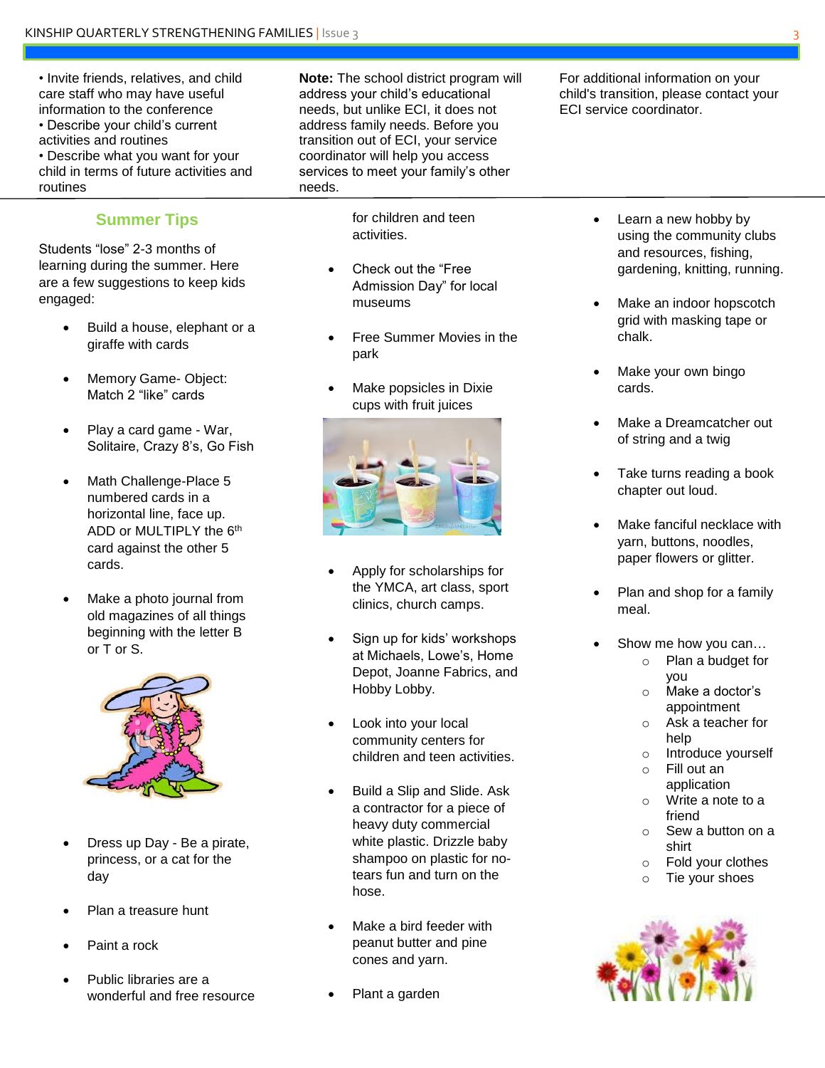- Invite friends, relatives, and child care staff who may have useful information to the conference
- Describe your child's current activities and routines
- Describe what you want for your child in terms of future activities and routines

**Note:** The school district program will address your child's educational needs, but unlike ECI, it does not address family needs. Before you transition out of ECI, your service coordinator will help you access services to meet your family's other needs.

For additional information on your child's transition, please contact your ECI service coordinator.

## Summer Tips

Students "lose" 2-3 months of learning during the summer. Here are a few suggestions to keep kids engaged:

- Build a house, elephant or a giraffe with cards
- Memory Game- Object: Match 2 "like" cards
- Play a card game - War, Solitaire, Crazy 8's, Go Fish
- Math Challenge-Place 5 numbered cards in a horizontal line, face up. ADD or MULTIPLY the 6th card against the other 5 cards.
- Make a photo journal from old magazines of all things beginning with the letter B or T or S.
- Dress up Day - Be a pirate, princess, or a cat for the day
- Plan a treasure hunt
- Paint a rock
- Public libraries are a wonderful and free resource for children and teen activities.
- Check out the "Free Admission Day" for local museums
- Free Summer Movies in the park
- Make popsicles in Dixie cups with fruit juices
- Apply for scholarships for the YMCA, art class, sport clinics, church camps.
- Sign up for kids' workshops at Michaels, Lowe's, Home Depot, Joanne Fabrics, and Hobby Lobby.
- Look into your local community centers for children and teen activities.
- Build a Slip and Slide. Ask a contractor for a piece of heavy duty commercial white plastic. Drizzle baby shampoo on plastic for no-tears fun and turn on the hose.
- Make a bird feeder with peanut butter and pine cones and yarn.
- Plant a garden
- Learn a new hobby by using the community clubs and resources, fishing, gardening, knitting, running.
- Make an indoor hopscotch grid with masking tape or chalk.
- Make your own bingo cards.
- Make a Dreamcatcher out of string and a twig
- Take turns reading a book chapter out loud.
- Make fanciful necklace with yarn, buttons, noodles, paper flowers or glitter.
- Plan and shop for a family meal.
- Show me how you can…
  - Plan a budget for you
  - Make a doctor's appointment
  - Ask a teacher for help
  - Introduce yourself
  - Fill out an application
  - Write a note to a friend
  - Sew a button on a shirt
  - Fold your clothes
  - Tie your shoes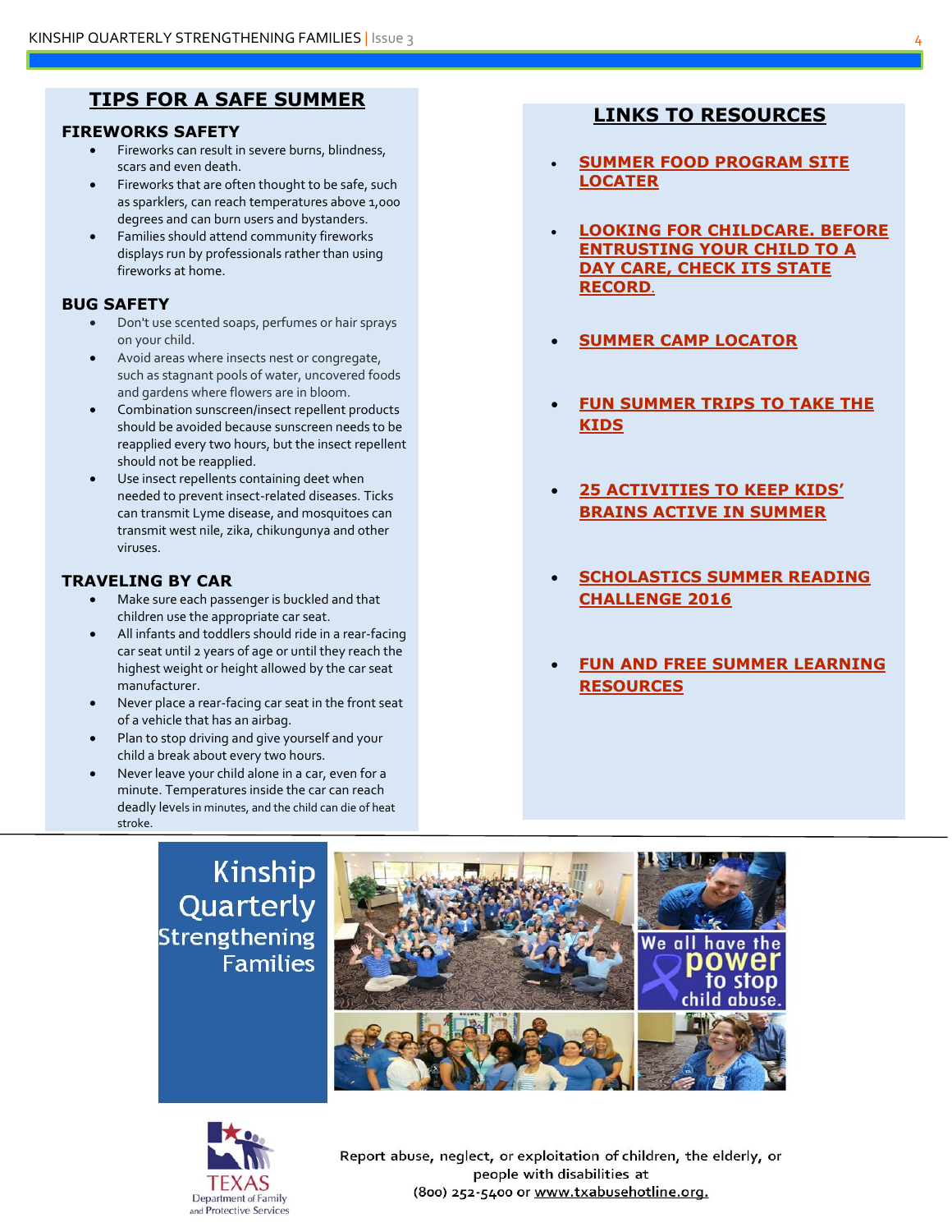## TIPS FOR A SAFE SUMMER

### FIREWORKS SAFETY

- Fireworks can result in severe burns, blindness, scars and even death.
- Fireworks that are often thought to be safe, such as sparklers, can reach temperatures above 1,000 degrees and can burn users and bystanders.
- Families should attend community fireworks displays run by professionals rather than using fireworks at home.

### BUG SAFETY

- Don't use scented soaps, perfumes or hair sprays on your child.
- Avoid areas where insects nest or congregate, such as stagnant pools of water, uncovered foods and gardens where flowers are in bloom.
- Combination sunscreen/insect repellent products should be avoided because sunscreen needs to be reapplied every two hours, but the insect repellent should not be reapplied.
- Use insect repellents containing deet when needed to prevent insect-related diseases. Ticks can transmit Lyme disease, and mosquitoes can transmit west nile, zika, chikungunya and other viruses.

### TRAVELING BY CAR

- Make sure each passenger is buckled and that children use the appropriate car seat.
- All infants and toddlers should ride in a rear-facing car seat until 2 years of age or until they reach the highest weight or height allowed by the car seat manufacturer.
- Never place a rear-facing car seat in the front seat of a vehicle that has an airbag.
- Plan to stop driving and give yourself and your child a break about every two hours.
- Never leave your child alone in a car, even for a minute. Temperatures inside the car can reach deadly levels in minutes, and the child can die of heat stroke.

## LINKS TO RESOURCES

- **SUMMER FOOD PROGRAM SITE LOCATER**
- **LOOKING FOR CHILDCARE. BEFORE ENTRUSTING YOUR CHILD TO A DAY CARE, CHECK ITS STATE RECORD.**
- **SUMMER CAMP LOCATOR**
- **FUN SUMMER TRIPS TO TAKE THE KIDS**
- **25 ACTIVITIES TO KEEP KIDS' BRAINS ACTIVE IN SUMMER**
- **SCHOLASTICS SUMMER READING CHALLENGE 2016**
- **FUN AND FREE SUMMER LEARNING RESOURCES**

Kinship Quarterly Strengthening Families

We all have the power to stop child abuse.

TEXAS Department of Family and Protective Services

Report abuse, neglect, or exploitation of children, the elderly, or people with disabilities at (800) 252-5400 or www.txabusehotline.org.